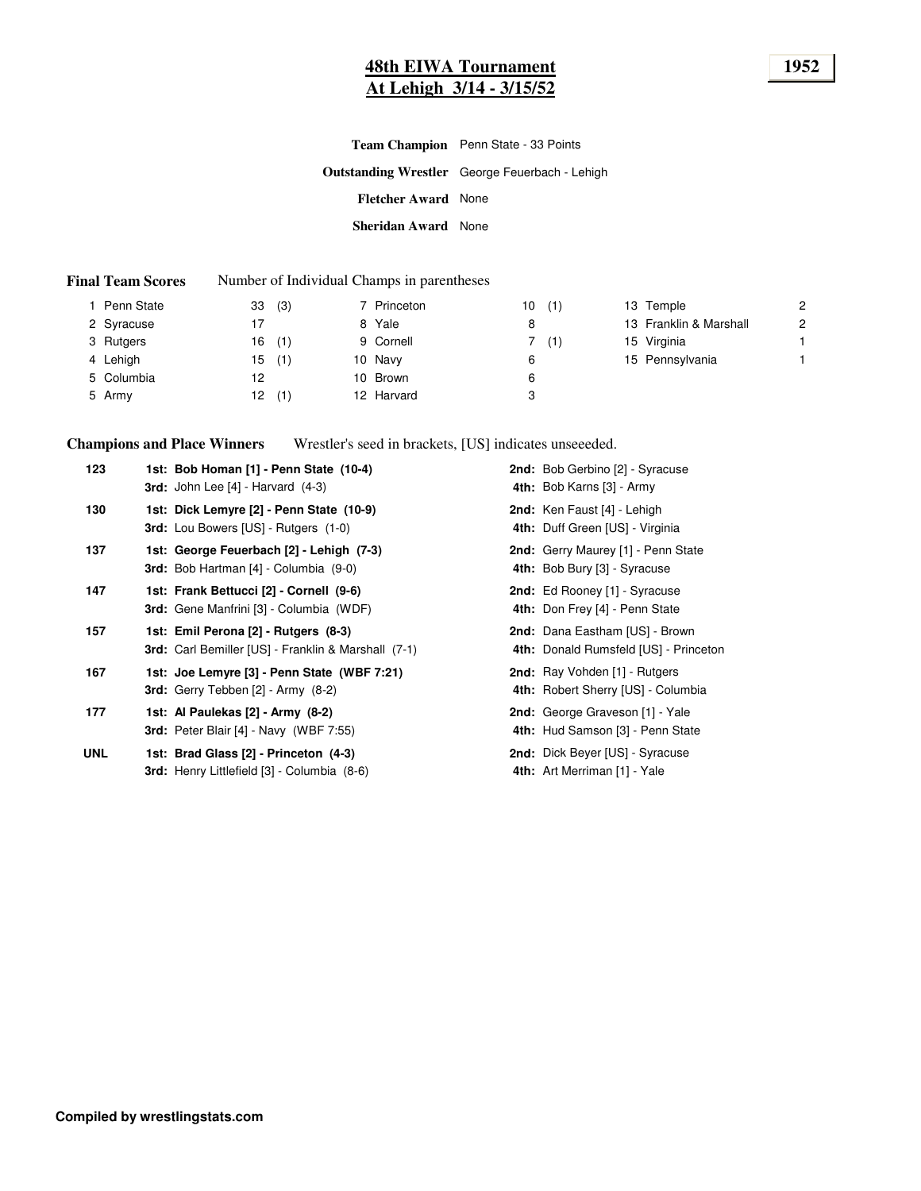# 48th EIWA Tournament
## At Lehigh 3/14 - 3/15/52

**1952**

**Team Champion** Penn State - 33 Points

**Outstanding Wrestler** George Feuerbach - Lehigh

**Fletcher Award** None

**Sheridan Award** None

**Final Team Scores** Number of Individual Champs in parentheses

| Rank | Team | Points | Champs | Rank | Team | Points | Champs | Rank | Team | Points |
|---|---|---|---|---|---|---|---|---|---|---|
| 1 | Penn State | 33 | (3) | 7 | Princeton | 10 | (1) | 13 | Temple | 2 |
| 2 | Syracuse | 17 | | 8 | Yale | 8 | | 13 | Franklin & Marshall | 2 |
| 3 | Rutgers | 16 | (1) | 9 | Cornell | 7 | (1) | 15 | Virginia | 1 |
| 4 | Lehigh | 15 | (1) | 10 | Navy | 6 | | 15 | Pennsylvania | 1 |
| 5 | Columbia | 12 | | 10 | Brown | 6 | | | | |
| 5 | Army | 12 | (1) | 12 | Harvard | 3 | | | | |

**Champions and Place Winners** Wrestler's seed in brackets, [US] indicates unseeeded.

| Weight | Place Winners | Place Winners |
|---|---|---|
| 123 | **1st: Bob Homan [1] - Penn State (10-4)** | **2nd:** Bob Gerbino [2] - Syracuse |
| | **3rd:** John Lee [4] - Harvard (4-3) | **4th:** Bob Karns [3] - Army |
| 130 | **1st: Dick Lemyre [2] - Penn State (10-9)** | **2nd:** Ken Faust [4] - Lehigh |
| | **3rd:** Lou Bowers [US] - Rutgers (1-0) | **4th:** Duff Green [US] - Virginia |
| 137 | **1st: George Feuerbach [2] - Lehigh (7-3)** | **2nd:** Gerry Maurey [1] - Penn State |
| | **3rd:** Bob Hartman [4] - Columbia (9-0) | **4th:** Bob Bury [3] - Syracuse |
| 147 | **1st: Frank Bettucci [2] - Cornell (9-6)** | **2nd:** Ed Rooney [1] - Syracuse |
| | **3rd:** Gene Manfrini [3] - Columbia (WDF) | **4th:** Don Frey [4] - Penn State |
| 157 | **1st: Emil Perona [2] - Rutgers (8-3)** | **2nd:** Dana Eastham [US] - Brown |
| | **3rd:** Carl Bemiller [US] - Franklin & Marshall (7-1) | **4th:** Donald Rumsfeld [US] - Princeton |
| 167 | **1st: Joe Lemyre [3] - Penn State (WBF 7:21)** | **2nd:** Ray Vohden [1] - Rutgers |
| | **3rd:** Gerry Tebben [2] - Army (8-2) | **4th:** Robert Sherry [US] - Columbia |
| 177 | **1st: Al Paulekas [2] - Army (8-2)** | **2nd:** George Graveson [1] - Yale |
| | **3rd:** Peter Blair [4] - Navy (WBF 7:55) | **4th:** Hud Samson [3] - Penn State |
| UNL | **1st: Brad Glass [2] - Princeton (4-3)** | **2nd:** Dick Beyer [US] - Syracuse |
| | **3rd:** Henry Littlefield [3] - Columbia (8-6) | **4th:** Art Merriman [1] - Yale |

**Compiled by wrestlingstats.com**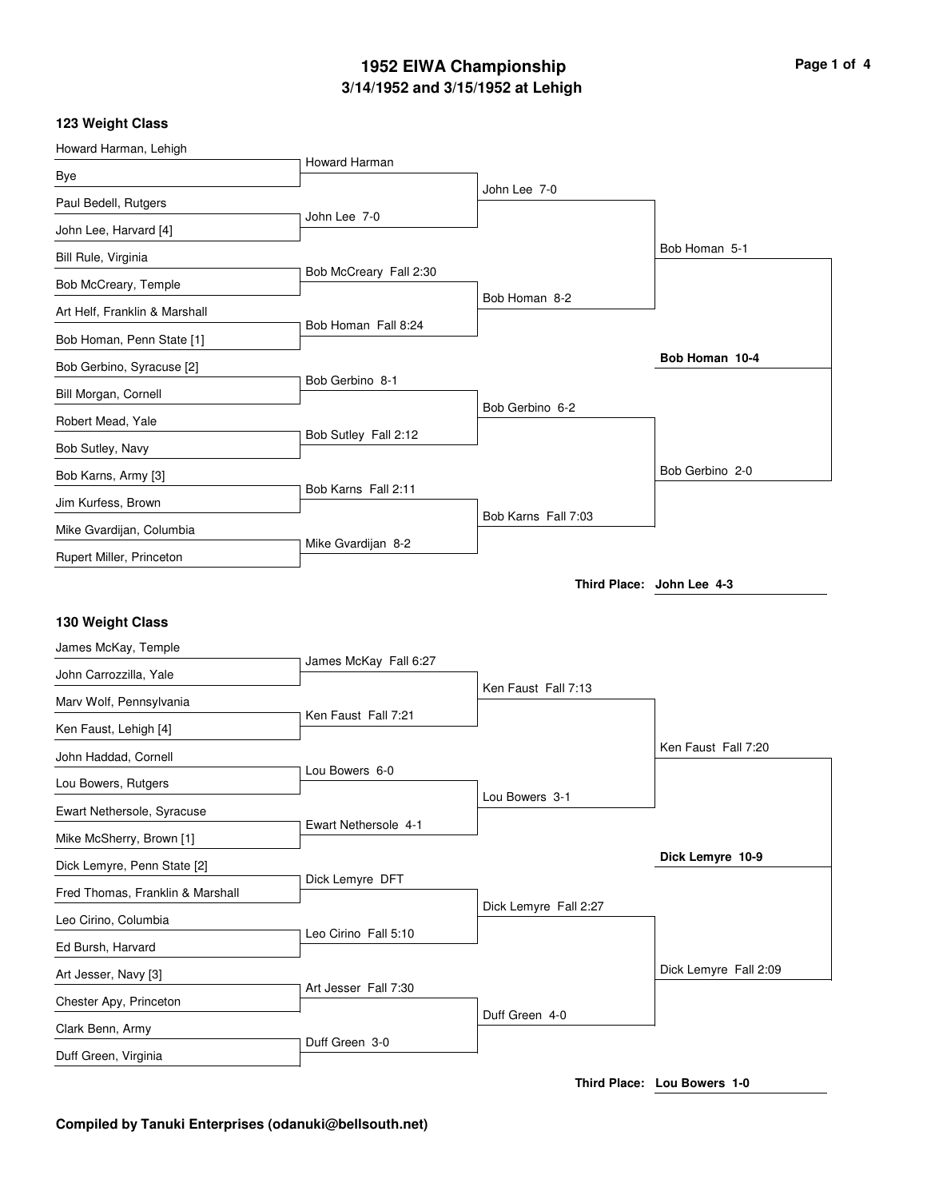# 1952 EIWA Championship

## 3/14/1952 and 3/15/1952 at Lehigh

### 123 Weight Class

**First Round**

| Wrestlers | Winner |
|---|---|
| Howard Harman, Lehigh vs. Bye | Howard Harman |
| Paul Bedell, Rutgers vs. John Lee, Harvard [4] | John Lee 7-0 |
| Bill Rule, Virginia vs. Bob McCreary, Temple | Bob McCreary Fall 2:30 |
| Art Helf, Franklin & Marshall vs. Bob Homan, Penn State [1] | Bob Homan Fall 8:24 |
| Bob Gerbino, Syracuse [2] vs. Bill Morgan, Cornell | Bob Gerbino 8-1 |
| Robert Mead, Yale vs. Bob Sutley, Navy | Bob Sutley Fall 2:12 |
| Bob Karns, Army [3] vs. Jim Kurfess, Brown | Bob Karns Fall 2:11 |
| Mike Gvardijan, Columbia vs. Rupert Miller, Princeton | Mike Gvardijan 8-2 |

**Quarterfinals**

- John Lee 7-0
- Bob Homan 8-2
- Bob Gerbino 6-2
- Bob Karns Fall 7:03

**Semifinals**

- Bob Homan 5-1
- Bob Gerbino 2-0

**Final**

- **Bob Homan 10-4**

**Third Place:** John Lee 4-3

### 130 Weight Class

**First Round**

| Wrestlers | Winner |
|---|---|
| James McKay, Temple vs. John Carrozzilla, Yale | James McKay Fall 6:27 |
| Marv Wolf, Pennsylvania vs. Ken Faust, Lehigh [4] | Ken Faust Fall 7:21 |
| John Haddad, Cornell vs. Lou Bowers, Rutgers | Lou Bowers 6-0 |
| Ewart Nethersole, Syracuse vs. Mike McSherry, Brown [1] | Ewart Nethersole 4-1 |
| Dick Lemyre, Penn State [2] vs. Fred Thomas, Franklin & Marshall | Dick Lemyre DFT |
| Leo Cirino, Columbia vs. Ed Bursh, Harvard | Leo Cirino Fall 5:10 |
| Art Jesser, Navy [3] vs. Chester Apy, Princeton | Art Jesser Fall 7:30 |
| Clark Benn, Army vs. Duff Green, Virginia | Duff Green 3-0 |

**Quarterfinals**

- Ken Faust Fall 7:13
- Lou Bowers 3-1
- Dick Lemyre Fall 2:27
- Duff Green 4-0

**Semifinals**

- Ken Faust Fall 7:20
- Dick Lemyre Fall 2:09

**Final**

- **Dick Lemyre 10-9**

**Third Place:** Lou Bowers 1-0

**Compiled by Tanuki Enterprises (odanuki@bellsouth.net)**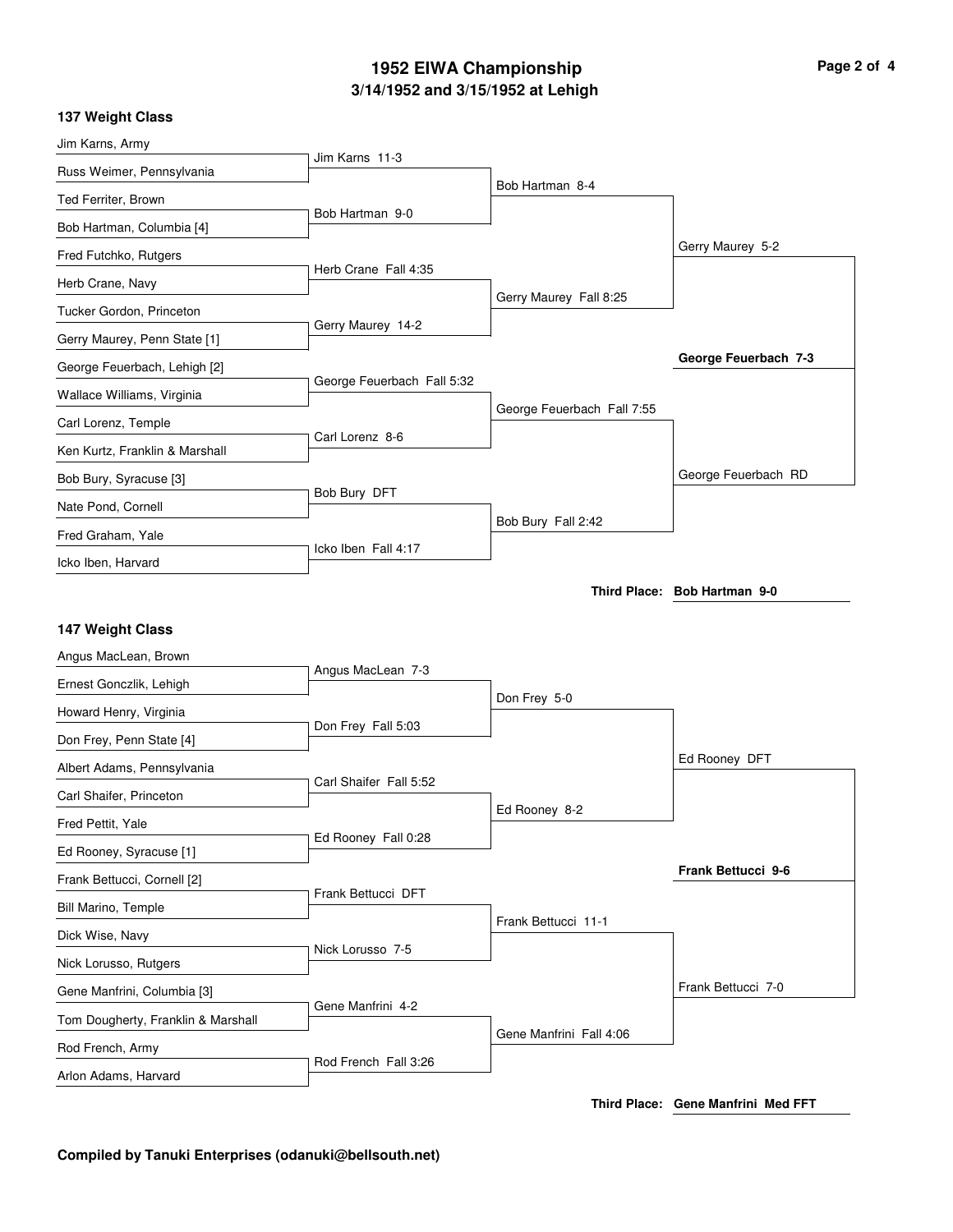# 1952 EIWA Championship

## 3/14/1952 and 3/15/1952 at Lehigh

### 137 Weight Class

| First Round | Quarterfinals | Semifinals | Finals |
|---|---|---|---|
| Jim Karns, Army | | | |
| Russ Weimer, Pennsylvania | Jim Karns 11-3 | | |
| Ted Ferriter, Brown | | Bob Hartman 8-4 | |
| Bob Hartman, Columbia [4] | Bob Hartman 9-0 | | |
| Fred Futchko, Rutgers | | | Gerry Maurey 5-2 |
| Herb Crane, Navy | Herb Crane Fall 4:35 | | |
| Tucker Gordon, Princeton | | Gerry Maurey Fall 8:25 | |
| Gerry Maurey, Penn State [1] | Gerry Maurey 14-2 | | |
| George Feuerbach, Lehigh [2] | | | **George Feuerbach 7-3** |
| Wallace Williams, Virginia | George Feuerbach Fall 5:32 | | |
| Carl Lorenz, Temple | | George Feuerbach Fall 7:55 | |
| Ken Kurtz, Franklin & Marshall | Carl Lorenz 8-6 | | |
| Bob Bury, Syracuse [3] | | | George Feuerbach RD |
| Nate Pond, Cornell | Bob Bury DFT | | |
| Fred Graham, Yale | | Bob Bury Fall 2:42 | |
| Icko Iben, Harvard | Icko Iben Fall 4:17 | | |

**Third Place:** **Bob Hartman 9-0**

### 147 Weight Class

| First Round | Quarterfinals | Semifinals | Finals |
|---|---|---|---|
| Angus MacLean, Brown | | | |
| Ernest Gonczlik, Lehigh | Angus MacLean 7-3 | | |
| Howard Henry, Virginia | | Don Frey 5-0 | |
| Don Frey, Penn State [4] | Don Frey Fall 5:03 | | |
| Albert Adams, Pennsylvania | | | Ed Rooney DFT |
| Carl Shaifer, Princeton | Carl Shaifer Fall 5:52 | | |
| Fred Pettit, Yale | | Ed Rooney 8-2 | |
| Ed Rooney, Syracuse [1] | Ed Rooney Fall 0:28 | | |
| Frank Bettucci, Cornell [2] | | | **Frank Bettucci 9-6** |
| Bill Marino, Temple | Frank Bettucci DFT | | |
| Dick Wise, Navy | | Frank Bettucci 11-1 | |
| Nick Lorusso, Rutgers | Nick Lorusso 7-5 | | |
| Gene Manfrini, Columbia [3] | | | Frank Bettucci 7-0 |
| Tom Dougherty, Franklin & Marshall | Gene Manfrini 4-2 | | |
| Rod French, Army | | Gene Manfrini Fall 4:06 | |
| Arlon Adams, Harvard | Rod French Fall 3:26 | | |

**Third Place:** **Gene Manfrini Med FFT**

**Compiled by Tanuki Enterprises (odanuki@bellsouth.net)**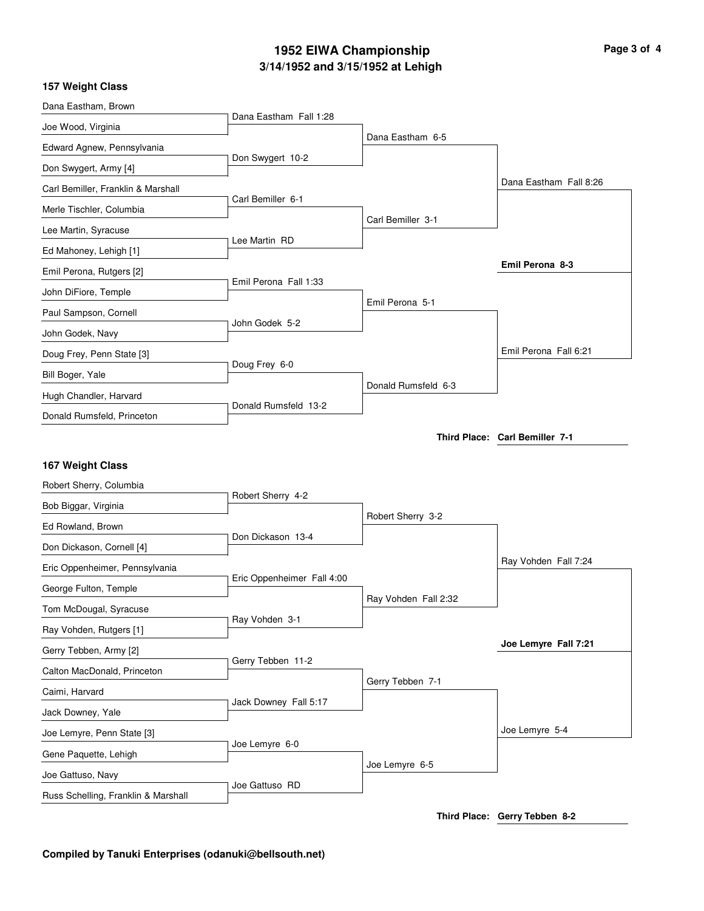# 1952 EIWA Championship

## 3/14/1952 and 3/15/1952 at Lehigh

### 157 Weight Class

**First Round**

- Dana Eastham, Brown vs. Joe Wood, Virginia — Dana Eastham Fall 1:28
- Edward Agnew, Pennsylvania vs. Don Swygert, Army [4] — Don Swygert 10-2
- Carl Bemiller, Franklin & Marshall vs. Merle Tischler, Columbia — Carl Bemiller 6-1
- Lee Martin, Syracuse vs. Ed Mahoney, Lehigh [1] — Lee Martin RD
- Emil Perona, Rutgers [2] vs. John DiFiore, Temple — Emil Perona Fall 1:33
- Paul Sampson, Cornell vs. John Godek, Navy — John Godek 5-2
- Doug Frey, Penn State [3] vs. Bill Boger, Yale — Doug Frey 6-0
- Hugh Chandler, Harvard vs. Donald Rumsfeld, Princeton — Donald Rumsfeld 13-2

**Quarterfinals**

- Dana Eastham 6-5
- Carl Bemiller 3-1
- Emil Perona 5-1
- Donald Rumsfeld 6-3

**Semifinals**

- Dana Eastham Fall 8:26
- Emil Perona Fall 6:21

**Final**

- **Emil Perona 8-3**

**Third Place: Carl Bemiller 7-1**

### 167 Weight Class

**First Round**

- Robert Sherry, Columbia vs. Bob Biggar, Virginia — Robert Sherry 4-2
- Ed Rowland, Brown vs. Don Dickason, Cornell [4] — Don Dickason 13-4
- Eric Oppenheimer, Pennsylvania vs. George Fulton, Temple — Eric Oppenheimer Fall 4:00
- Tom McDougal, Syracuse vs. Ray Vohden, Rutgers [1] — Ray Vohden 3-1
- Gerry Tebben, Army [2] vs. Calton MacDonald, Princeton — Gerry Tebben 11-2
- Caimi, Harvard vs. Jack Downey, Yale — Jack Downey Fall 5:17
- Joe Lemyre, Penn State [3] vs. Gene Paquette, Lehigh — Joe Lemyre 6-0
- Joe Gattuso, Navy vs. Russ Schelling, Franklin & Marshall — Joe Gattuso RD

**Quarterfinals**

- Robert Sherry 3-2
- Ray Vohden Fall 2:32
- Gerry Tebben 7-1
- Joe Lemyre 6-5

**Semifinals**

- Ray Vohden Fall 7:24
- Joe Lemyre 5-4

**Final**

- **Joe Lemyre Fall 7:21**

**Third Place: Gerry Tebben 8-2**

**Compiled by Tanuki Enterprises (odanuki@bellsouth.net)**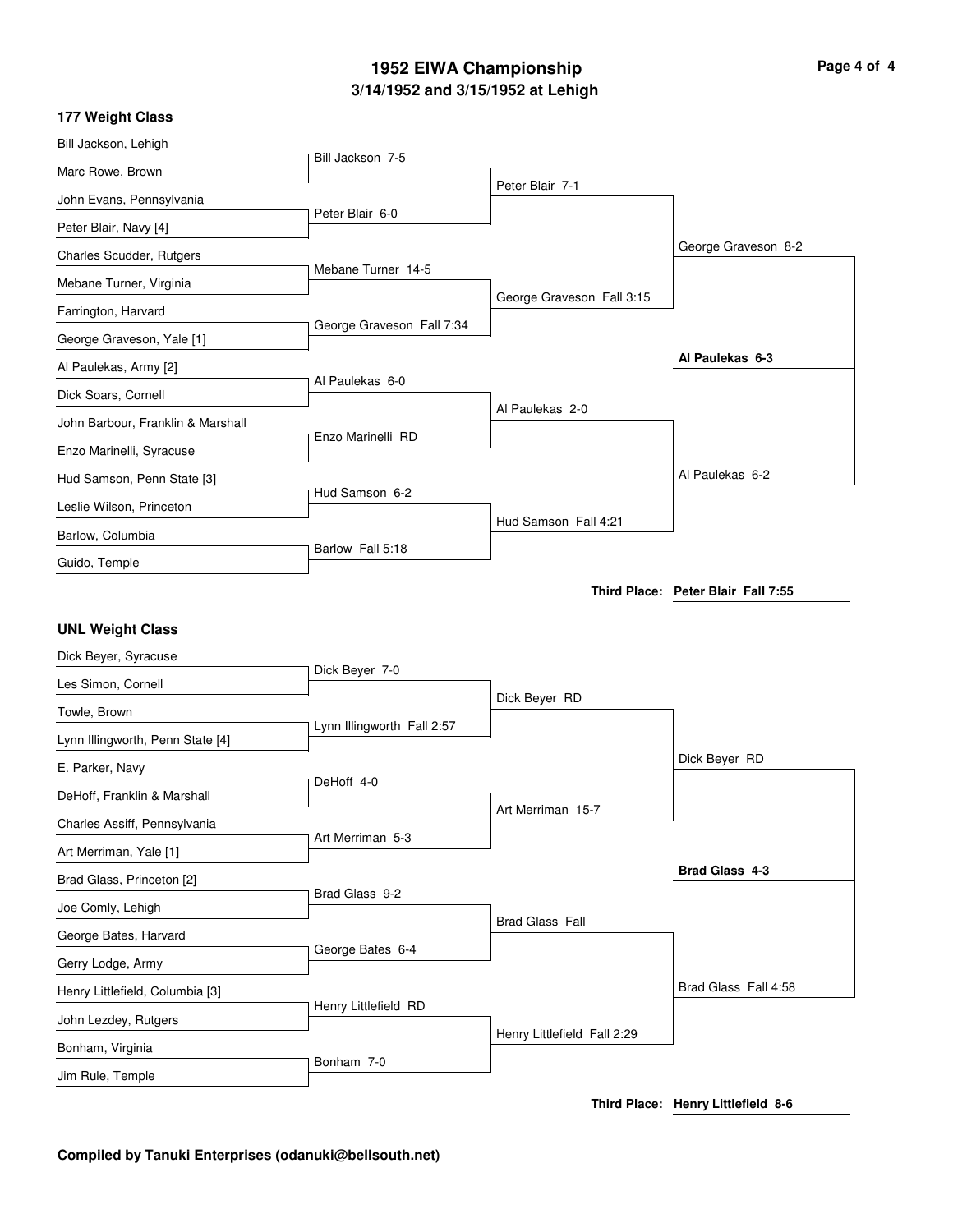# 1952 EIWA Championship

## 3/14/1952 and 3/15/1952 at Lehigh

### 177 Weight Class

**First Round**

- Bill Jackson, Lehigh vs. Marc Rowe, Brown — Bill Jackson 7-5
- John Evans, Pennsylvania vs. Peter Blair, Navy [4] — Peter Blair 6-0
- Charles Scudder, Rutgers vs. Mebane Turner, Virginia — Mebane Turner 14-5
- Farrington, Harvard vs. George Graveson, Yale [1] — George Graveson Fall 7:34
- Al Paulekas, Army [2] vs. Dick Soars, Cornell — Al Paulekas 6-0
- John Barbour, Franklin & Marshall vs. Enzo Marinelli, Syracuse — Enzo Marinelli RD
- Hud Samson, Penn State [3] vs. Leslie Wilson, Princeton — Hud Samson 6-2
- Barlow, Columbia vs. Guido, Temple — Barlow Fall 5:18

**Quarterfinals**

- Peter Blair 7-1
- George Graveson Fall 3:15
- Al Paulekas 2-0
- Hud Samson Fall 4:21

**Semifinals**

- George Graveson 8-2
- Al Paulekas 6-2

**Final**

- **Al Paulekas 6-3**

**Third Place:** Peter Blair Fall 7:55

### UNL Weight Class

**First Round**

- Dick Beyer, Syracuse vs. Les Simon, Cornell — Dick Beyer 7-0
- Towle, Brown vs. Lynn Illingworth, Penn State [4] — Lynn Illingworth Fall 2:57
- E. Parker, Navy vs. DeHoff, Franklin & Marshall — DeHoff 4-0
- Charles Assiff, Pennsylvania vs. Art Merriman, Yale [1] — Art Merriman 5-3
- Brad Glass, Princeton [2] vs. Joe Comly, Lehigh — Brad Glass 9-2
- George Bates, Harvard vs. Gerry Lodge, Army — George Bates 6-4
- Henry Littlefield, Columbia [3] vs. John Lezdey, Rutgers — Henry Littlefield RD
- Bonham, Virginia vs. Jim Rule, Temple — Bonham 7-0

**Quarterfinals**

- Dick Beyer RD
- Art Merriman 15-7
- Brad Glass Fall
- Henry Littlefield Fall 2:29

**Semifinals**

- Dick Beyer RD
- Brad Glass Fall 4:58

**Final**

- **Brad Glass 4-3**

**Third Place:** Henry Littlefield 8-6

**Compiled by Tanuki Enterprises (odanuki@bellsouth.net)**